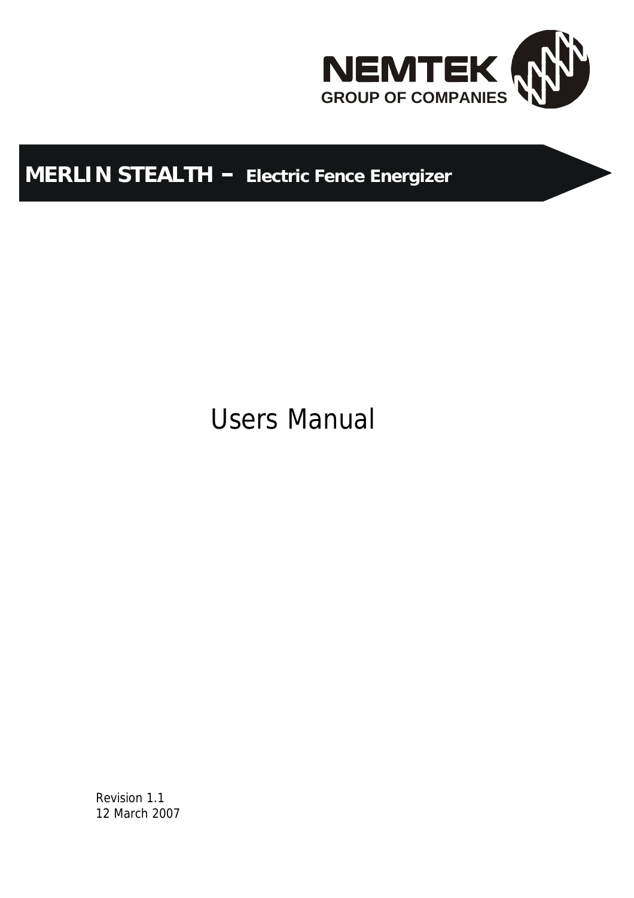NEMTEK

GROUP OF COMPANIES

# MERLIN STEALTH – Electric Fence Energizer

## Users Manual

Revision 1.1
12 March 2007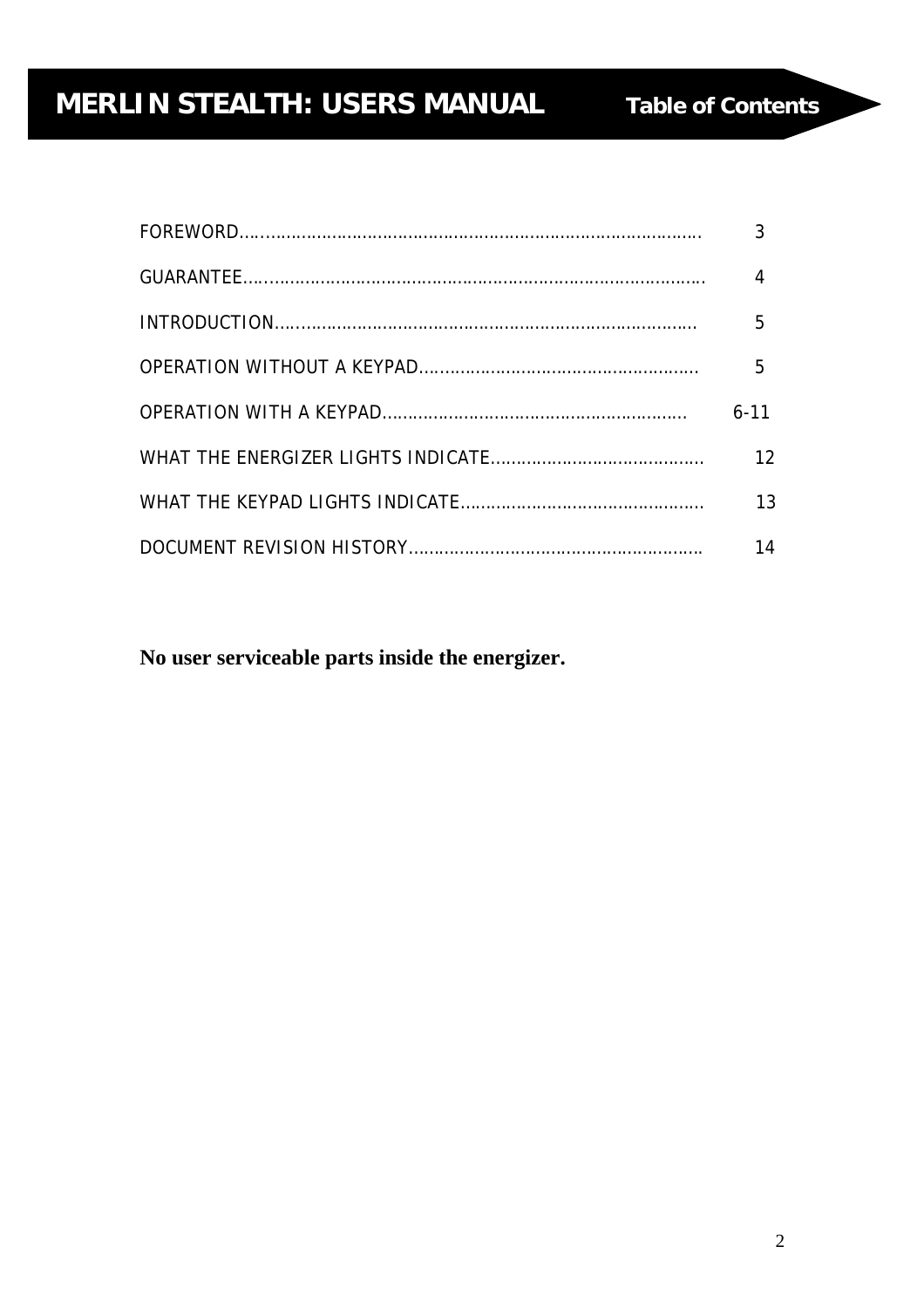# MERLIN STEALTH: USERS MANUAL — Table of Contents

| | |
|---|---|
| FOREWORD | 3 |
| GUARANTEE | 4 |
| INTRODUCTION | 5 |
| OPERATION WITHOUT A KEYPAD | 5 |
| OPERATION WITH A KEYPAD | 6-11 |
| WHAT THE ENERGIZER LIGHTS INDICATE | 12 |
| WHAT THE KEYPAD LIGHTS INDICATE | 13 |
| DOCUMENT REVISION HISTORY | 14 |

**No user serviceable parts inside the energizer.**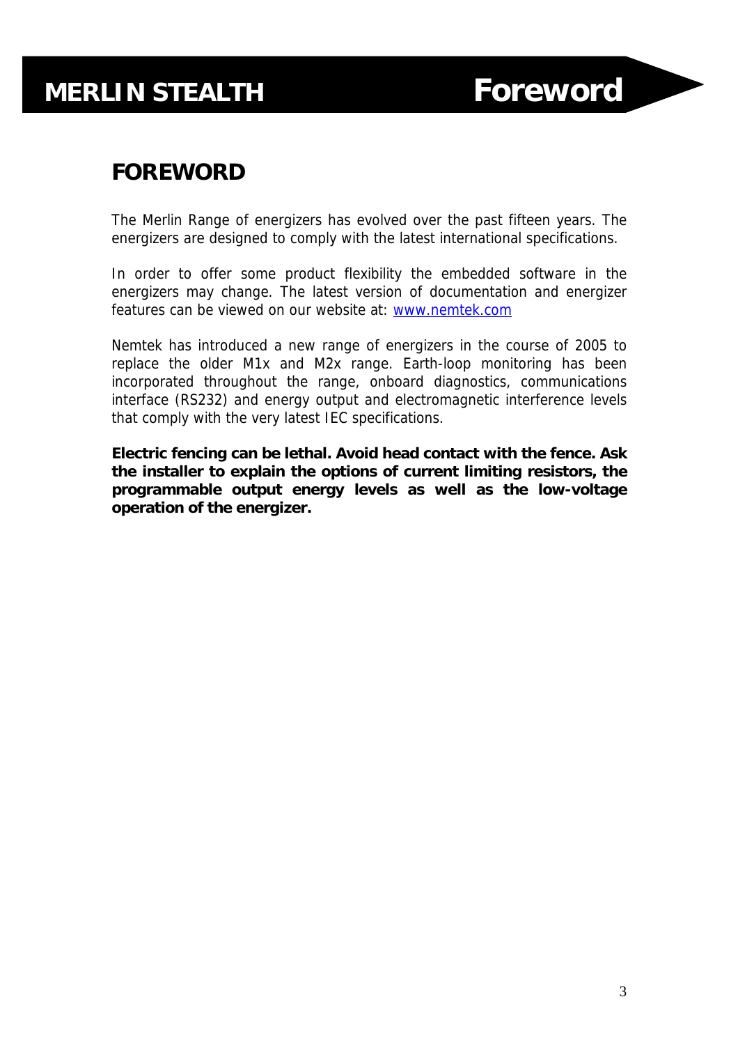# FOREWORD

The Merlin Range of energizers has evolved over the past fifteen years. The energizers are designed to comply with the latest international specifications.

In order to offer some product flexibility the embedded software in the energizers may change. The latest version of documentation and energizer features can be viewed on our website at: www.nemtek.com

Nemtek has introduced a new range of energizers in the course of 2005 to replace the older M1x and M2x range. Earth-loop monitoring has been incorporated throughout the range, onboard diagnostics, communications interface (RS232) and energy output and electromagnetic interference levels that comply with the very latest IEC specifications.

**Electric fencing can be lethal. Avoid head contact with the fence. Ask the installer to explain the options of current limiting resistors, the programmable output energy levels as well as the low-voltage operation of the energizer.**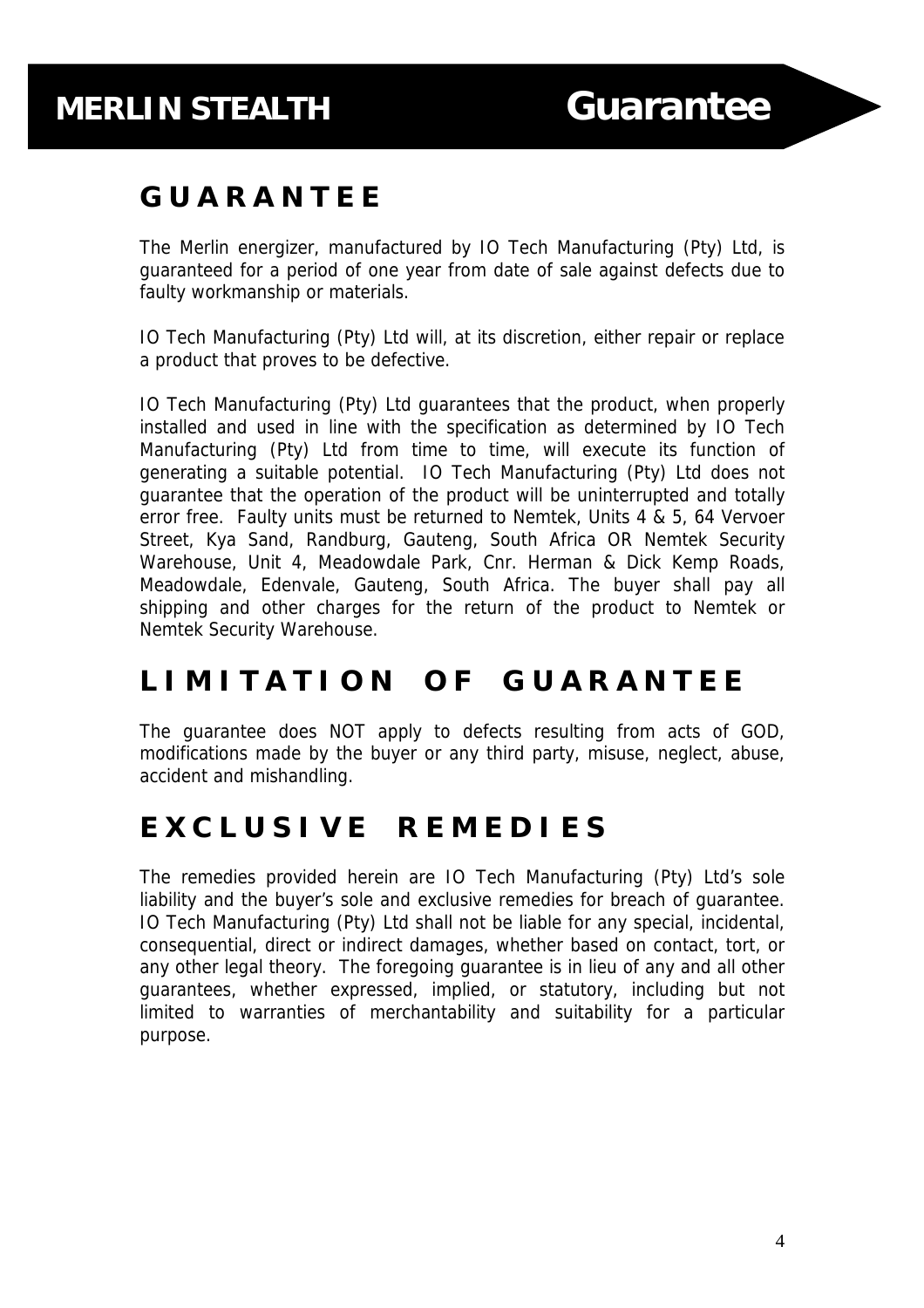# GUARANTEE

The Merlin energizer, manufactured by IO Tech Manufacturing (Pty) Ltd, is guaranteed for a period of one year from date of sale against defects due to faulty workmanship or materials.

IO Tech Manufacturing (Pty) Ltd will, at its discretion, either repair or replace a product that proves to be defective.

IO Tech Manufacturing (Pty) Ltd guarantees that the product, when properly installed and used in line with the specification as determined by IO Tech Manufacturing (Pty) Ltd from time to time, will execute its function of generating a suitable potential. IO Tech Manufacturing (Pty) Ltd does not guarantee that the operation of the product will be uninterrupted and totally error free. Faulty units must be returned to Nemtek, Units 4 & 5, 64 Vervoer Street, Kya Sand, Randburg, Gauteng, South Africa OR Nemtek Security Warehouse, Unit 4, Meadowdale Park, Cnr. Herman & Dick Kemp Roads, Meadowdale, Edenvale, Gauteng, South Africa. The buyer shall pay all shipping and other charges for the return of the product to Nemtek or Nemtek Security Warehouse.

# LIMITATION OF GUARANTEE

The guarantee does NOT apply to defects resulting from acts of GOD, modifications made by the buyer or any third party, misuse, neglect, abuse, accident and mishandling.

# EXCLUSIVE REMEDIES

The remedies provided herein are IO Tech Manufacturing (Pty) Ltd's sole liability and the buyer's sole and exclusive remedies for breach of guarantee. IO Tech Manufacturing (Pty) Ltd shall not be liable for any special, incidental, consequential, direct or indirect damages, whether based on contact, tort, or any other legal theory. The foregoing guarantee is in lieu of any and all other guarantees, whether expressed, implied, or statutory, including but not limited to warranties of merchantability and suitability for a particular purpose.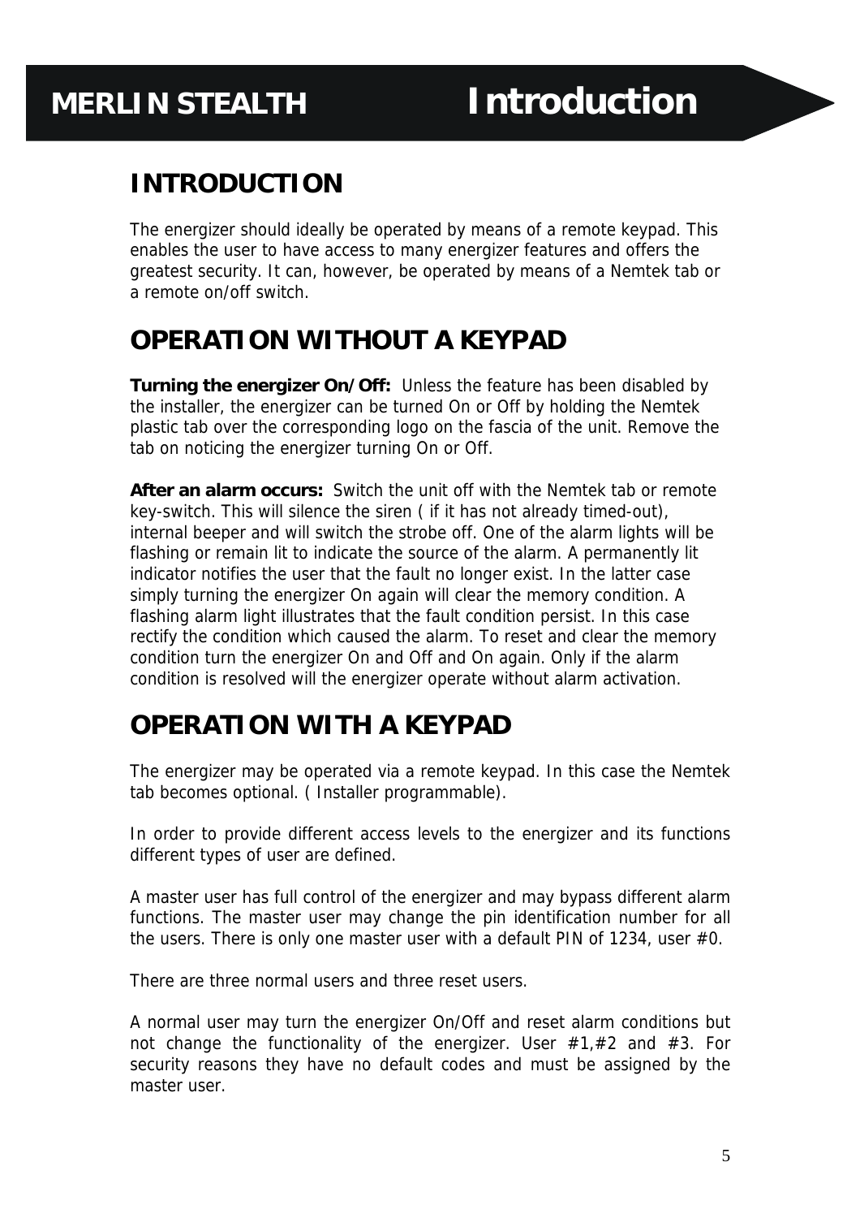# INTRODUCTION

The energizer should ideally be operated by means of a remote keypad. This enables the user to have access to many energizer features and offers the greatest security. It can, however, be operated by means of a Nemtek tab or a remote on/off switch.

# OPERATION WITHOUT A KEYPAD

**Turning the energizer On/Off:** Unless the feature has been disabled by the installer, the energizer can be turned On or Off by holding the Nemtek plastic tab over the corresponding logo on the fascia of the unit. Remove the tab on noticing the energizer turning On or Off.

**After an alarm occurs:** Switch the unit off with the Nemtek tab or remote key-switch. This will silence the siren ( if it has not already timed-out), internal beeper and will switch the strobe off. One of the alarm lights will be flashing or remain lit to indicate the source of the alarm. A permanently lit indicator notifies the user that the fault no longer exist. In the latter case simply turning the energizer On again will clear the memory condition. A flashing alarm light illustrates that the fault condition persist. In this case rectify the condition which caused the alarm. To reset and clear the memory condition turn the energizer On and Off and On again. Only if the alarm condition is resolved will the energizer operate without alarm activation.

# OPERATION WITH A KEYPAD

The energizer may be operated via a remote keypad. In this case the Nemtek tab becomes optional. ( Installer programmable).

In order to provide different access levels to the energizer and its functions different types of user are defined.

A master user has full control of the energizer and may bypass different alarm functions. The master user may change the pin identification number for all the users. There is only one master user with a default PIN of 1234, user #0.

There are three normal users and three reset users.

A normal user may turn the energizer On/Off and reset alarm conditions but not change the functionality of the energizer. User #1,#2 and #3. For security reasons they have no default codes and must be assigned by the master user.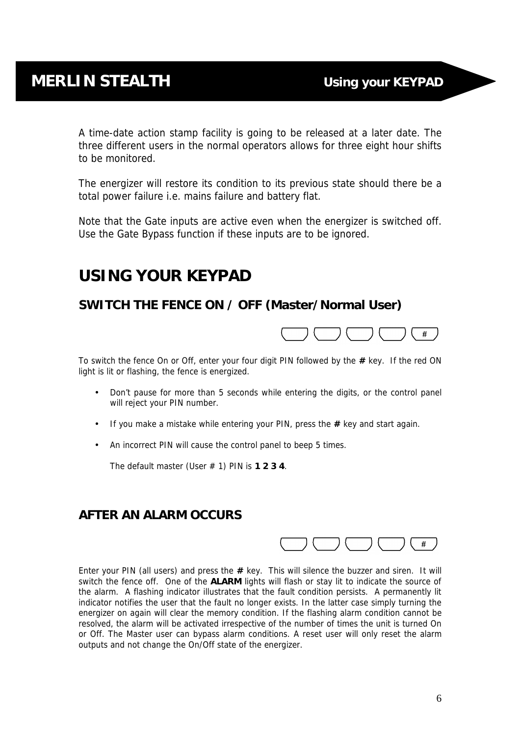A time-date action stamp facility is going to be released at a later date. The three different users in the normal operators allows for three eight hour shifts to be monitored.

The energizer will restore its condition to its previous state should there be a total power failure i.e. mains failure and battery flat.

Note that the Gate inputs are active even when the energizer is switched off. Use the Gate Bypass function if these inputs are to be ignored.

# USING YOUR KEYPAD

## SWITCH THE FENCE ON / OFF (Master/Normal User)

| | | | | # |
|---|---|---|---|---|

To switch the fence On or Off, enter your four digit PIN followed by the **#** key. If the red ON light is lit or flashing, the fence is energized.

- Don't pause for more than 5 seconds while entering the digits, or the control panel will reject your PIN number.
- If you make a mistake while entering your PIN, press the **#** key and start again.
- An incorrect PIN will cause the control panel to beep 5 times.

  The default master (User # 1) PIN is **1 2 3 4**.

## AFTER AN ALARM OCCURS

| | | | | # |
|---|---|---|---|---|

Enter your PIN (all users) and press the **#** key. This will silence the buzzer and siren. It will switch the fence off. One of the **ALARM** lights will flash or stay lit to indicate the source of the alarm. A flashing indicator illustrates that the fault condition persists. A permanently lit indicator notifies the user that the fault no longer exists. In the latter case simply turning the energizer on again will clear the memory condition. If the flashing alarm condition cannot be resolved, the alarm will be activated irrespective of the number of times the unit is turned On or Off. The Master user can bypass alarm conditions. A reset user will only reset the alarm outputs and not change the On/Off state of the energizer.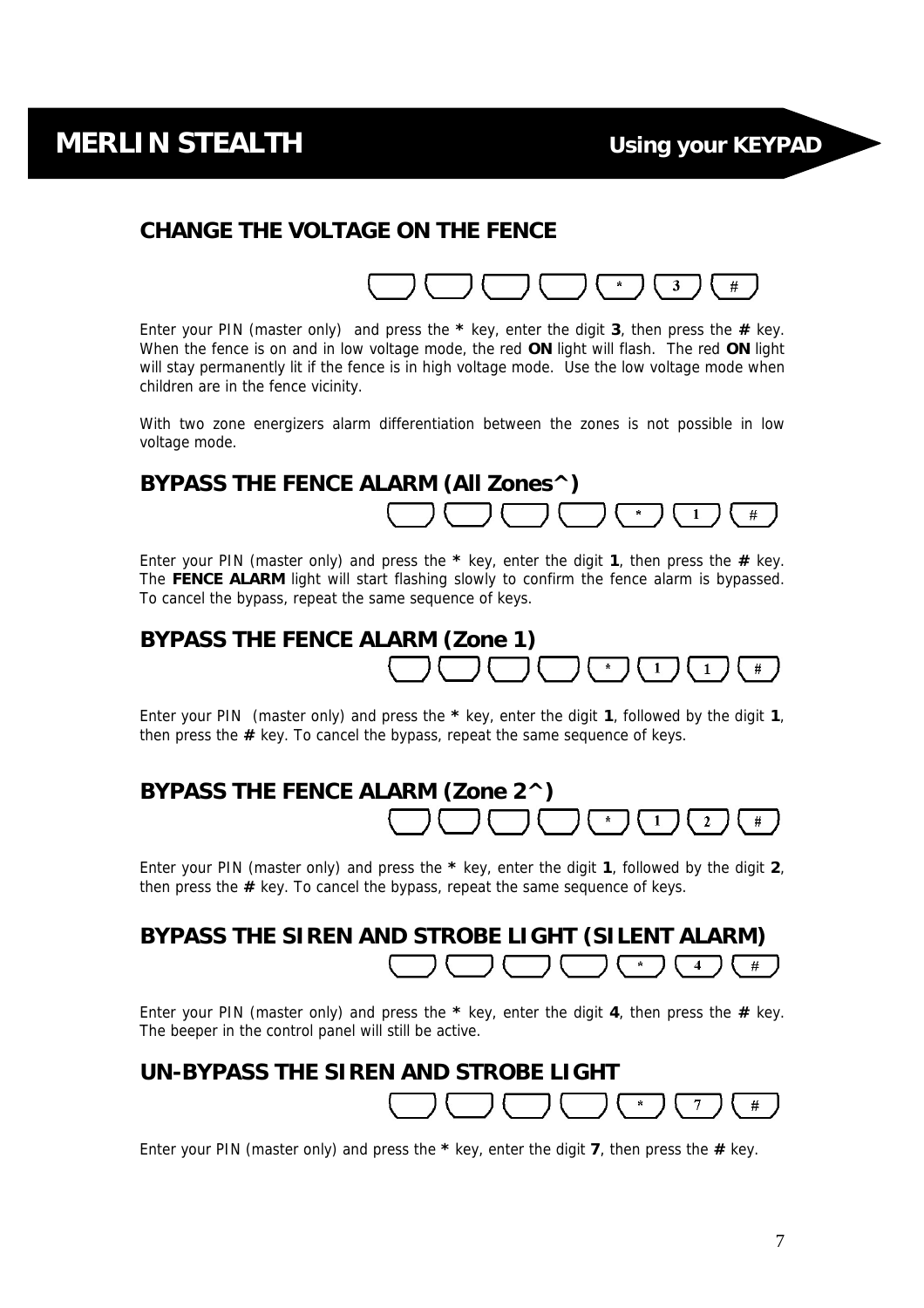## CHANGE THE VOLTAGE ON THE FENCE

[ ] [ ] [ ] [ ] [*] [3] [#]

Enter your PIN (master only) and press the **\*** key, enter the digit **3**, then press the **#** key. When the fence is on and in low voltage mode, the red **ON** light will flash. The red **ON** light will stay permanently lit if the fence is in high voltage mode. Use the low voltage mode when children are in the fence vicinity.

With two zone energizers alarm differentiation between the zones is not possible in low voltage mode.

## BYPASS THE FENCE ALARM (All Zones^)

[ ] [ ] [ ] [ ] [*] [1] [#]

Enter your PIN (master only) and press the **\*** key, enter the digit **1**, then press the **#** key. The **FENCE ALARM** light will start flashing slowly to confirm the fence alarm is bypassed. To cancel the bypass, repeat the same sequence of keys.

## BYPASS THE FENCE ALARM (Zone 1)

[ ] [ ] [ ] [ ] [*] [1] [1] [#]

Enter your PIN (master only) and press the **\*** key, enter the digit **1**, followed by the digit **1**, then press the **#** key. To cancel the bypass, repeat the same sequence of keys.

## BYPASS THE FENCE ALARM (Zone 2^)

[ ] [ ] [ ] [ ] [*] [1] [2] [#]

Enter your PIN (master only) and press the **\*** key, enter the digit **1**, followed by the digit **2**, then press the **#** key. To cancel the bypass, repeat the same sequence of keys.

## BYPASS THE SIREN AND STROBE LIGHT (SILENT ALARM)

[ ] [ ] [ ] [ ] [*] [4] [#]

Enter your PIN (master only) and press the **\*** key, enter the digit **4**, then press the **#** key. The beeper in the control panel will still be active.

## UN-BYPASS THE SIREN AND STROBE LIGHT

[ ] [ ] [ ] [ ] [*] [7] [#]

Enter your PIN (master only) and press the **\*** key, enter the digit **7**, then press the **#** key.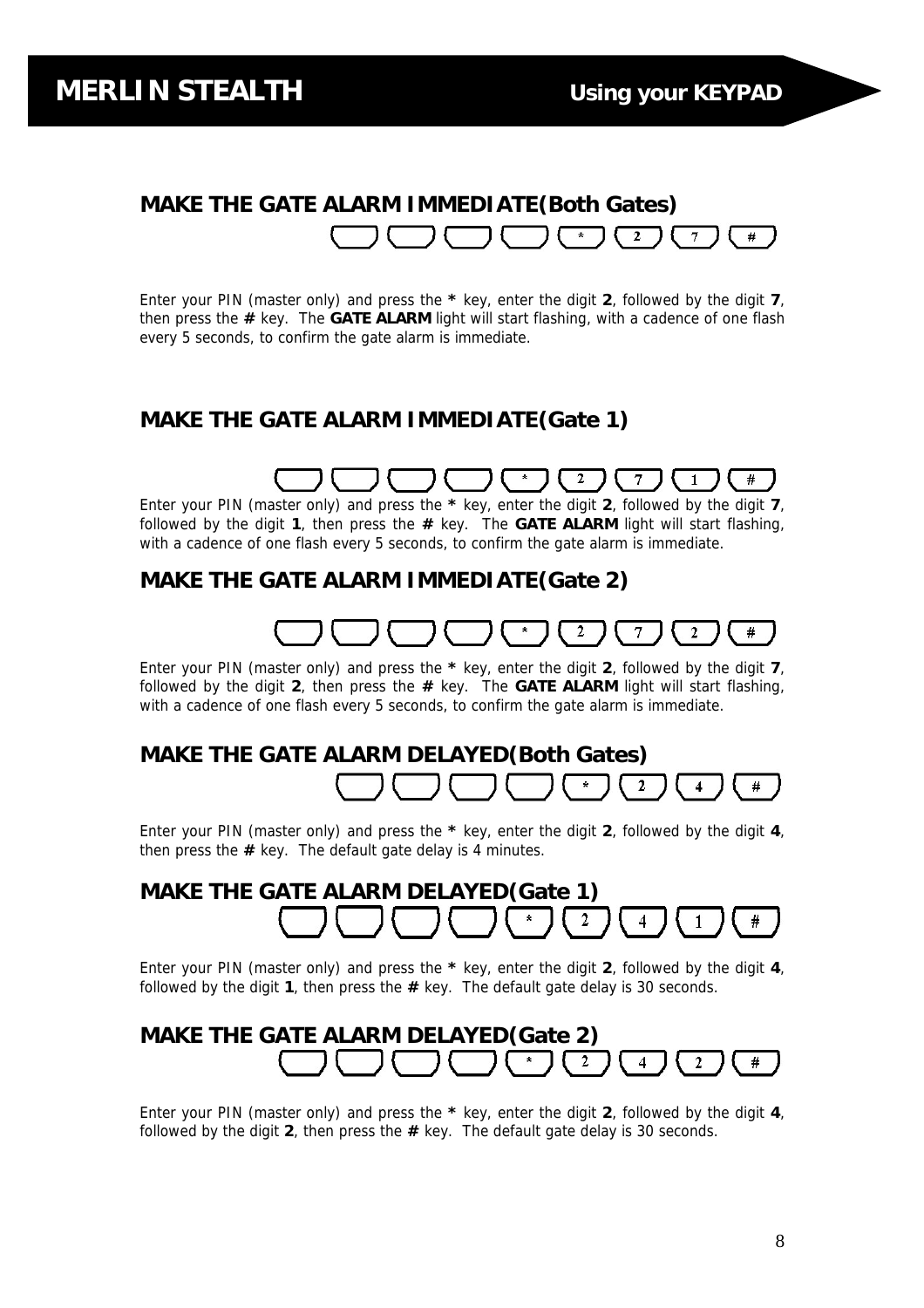## MAKE THE GATE ALARM IMMEDIATE(Both Gates)

[ ] [ ] [ ] [ ] [*] [2] [7] [#]

Enter your PIN (master only) and press the **\*** key, enter the digit **2**, followed by the digit **7**, then press the **#** key. The **GATE ALARM** light will start flashing, with a cadence of one flash every 5 seconds, to confirm the gate alarm is immediate.

## MAKE THE GATE ALARM IMMEDIATE(Gate 1)

[ ] [ ] [ ] [ ] [*] [2] [7] [1] [#]

Enter your PIN (master only) and press the **\*** key, enter the digit **2**, followed by the digit **7**, followed by the digit **1**, then press the **#** key. The **GATE ALARM** light will start flashing, with a cadence of one flash every 5 seconds, to confirm the gate alarm is immediate.

## MAKE THE GATE ALARM IMMEDIATE(Gate 2)

[ ] [ ] [ ] [ ] [*] [2] [7] [2] [#]

Enter your PIN (master only) and press the **\*** key, enter the digit **2**, followed by the digit **7**, followed by the digit **2**, then press the **#** key. The **GATE ALARM** light will start flashing, with a cadence of one flash every 5 seconds, to confirm the gate alarm is immediate.

## MAKE THE GATE ALARM DELAYED(Both Gates)

[ ] [ ] [ ] [ ] [*] [2] [4] [#]

Enter your PIN (master only) and press the **\*** key, enter the digit **2**, followed by the digit **4**, then press the **#** key. The default gate delay is 4 minutes.

## MAKE THE GATE ALARM DELAYED(Gate 1)

[ ] [ ] [ ] [ ] [*] [2] [4] [1] [#]

Enter your PIN (master only) and press the **\*** key, enter the digit **2**, followed by the digit **4**, followed by the digit **1**, then press the **#** key. The default gate delay is 30 seconds.

## MAKE THE GATE ALARM DELAYED(Gate 2)

[ ] [ ] [ ] [ ] [*] [2] [4] [2] [#]

Enter your PIN (master only) and press the **\*** key, enter the digit **2**, followed by the digit **4**, followed by the digit **2**, then press the **#** key. The default gate delay is 30 seconds.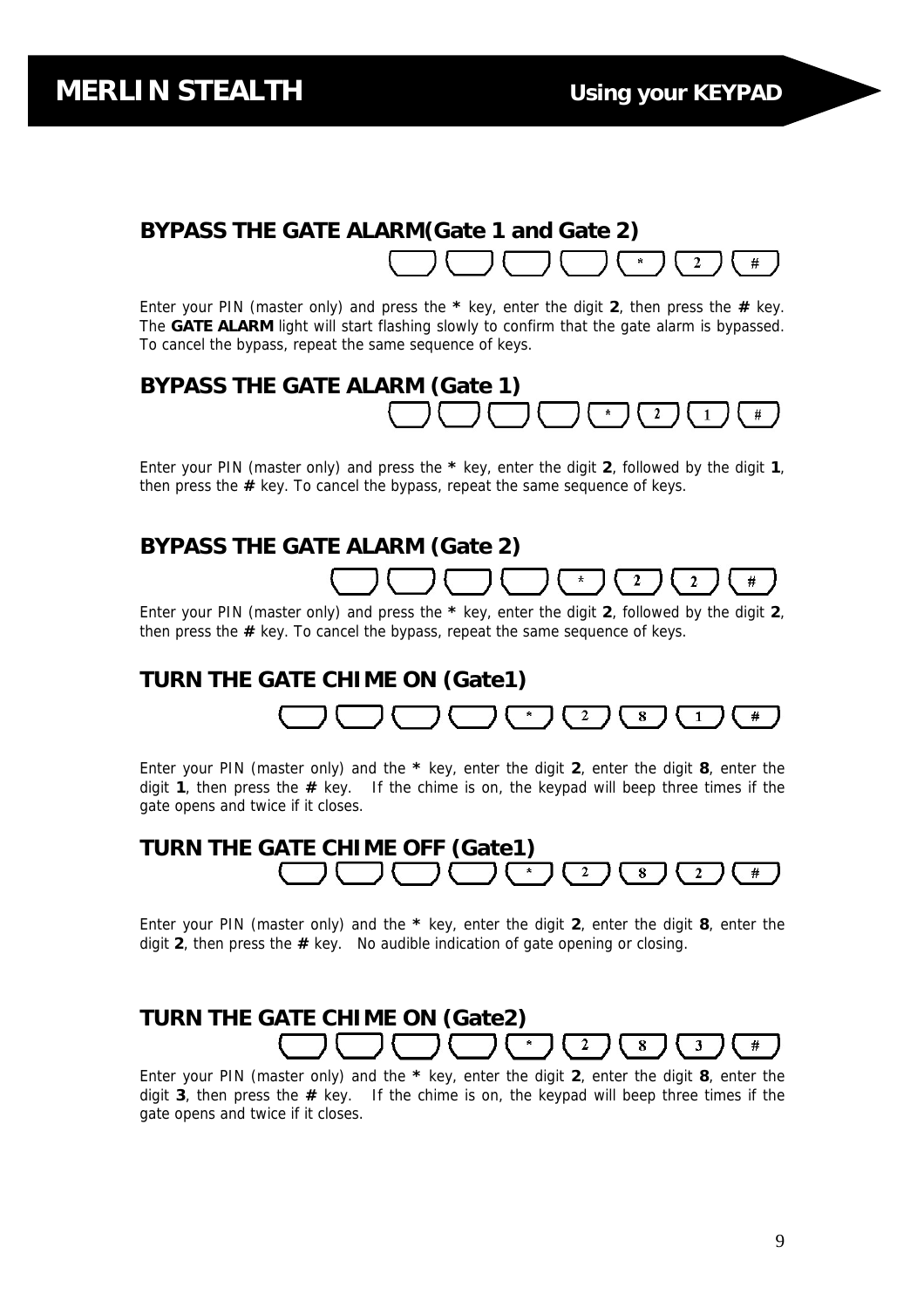## BYPASS THE GATE ALARM(Gate 1 and Gate 2)

[ ] [ ] [ ] [ ] [*] [2] [#]

Enter your PIN (master only) and press the **\*** key, enter the digit **2**, then press the **#** key. The **GATE ALARM** light will start flashing slowly to confirm that the gate alarm is bypassed. To cancel the bypass, repeat the same sequence of keys.

## BYPASS THE GATE ALARM (Gate 1)

[ ] [ ] [ ] [ ] [*] [2] [1] [#]

Enter your PIN (master only) and press the **\*** key, enter the digit **2**, followed by the digit **1**, then press the **#** key. To cancel the bypass, repeat the same sequence of keys.

## BYPASS THE GATE ALARM (Gate 2)

[ ] [ ] [ ] [ ] [*] [2] [2] [#]

Enter your PIN (master only) and press the **\*** key, enter the digit **2**, followed by the digit **2**, then press the **#** key. To cancel the bypass, repeat the same sequence of keys.

## TURN THE GATE CHIME ON (Gate1)

[ ] [ ] [ ] [ ] [*] [2] [8] [1] [#]

Enter your PIN (master only) and the **\*** key, enter the digit **2**, enter the digit **8**, enter the digit **1**, then press the **#** key. If the chime is on, the keypad will beep three times if the gate opens and twice if it closes.

## TURN THE GATE CHIME OFF (Gate1)

[ ] [ ] [ ] [ ] [*] [2] [8] [2] [#]

Enter your PIN (master only) and the **\*** key, enter the digit **2**, enter the digit **8**, enter the digit **2**, then press the **#** key. No audible indication of gate opening or closing.

## TURN THE GATE CHIME ON (Gate2)

[ ] [ ] [ ] [ ] [*] [2] [8] [3] [#]

Enter your PIN (master only) and the **\*** key, enter the digit **2**, enter the digit **8**, enter the digit **3**, then press the **#** key. If the chime is on, the keypad will beep three times if the gate opens and twice if it closes.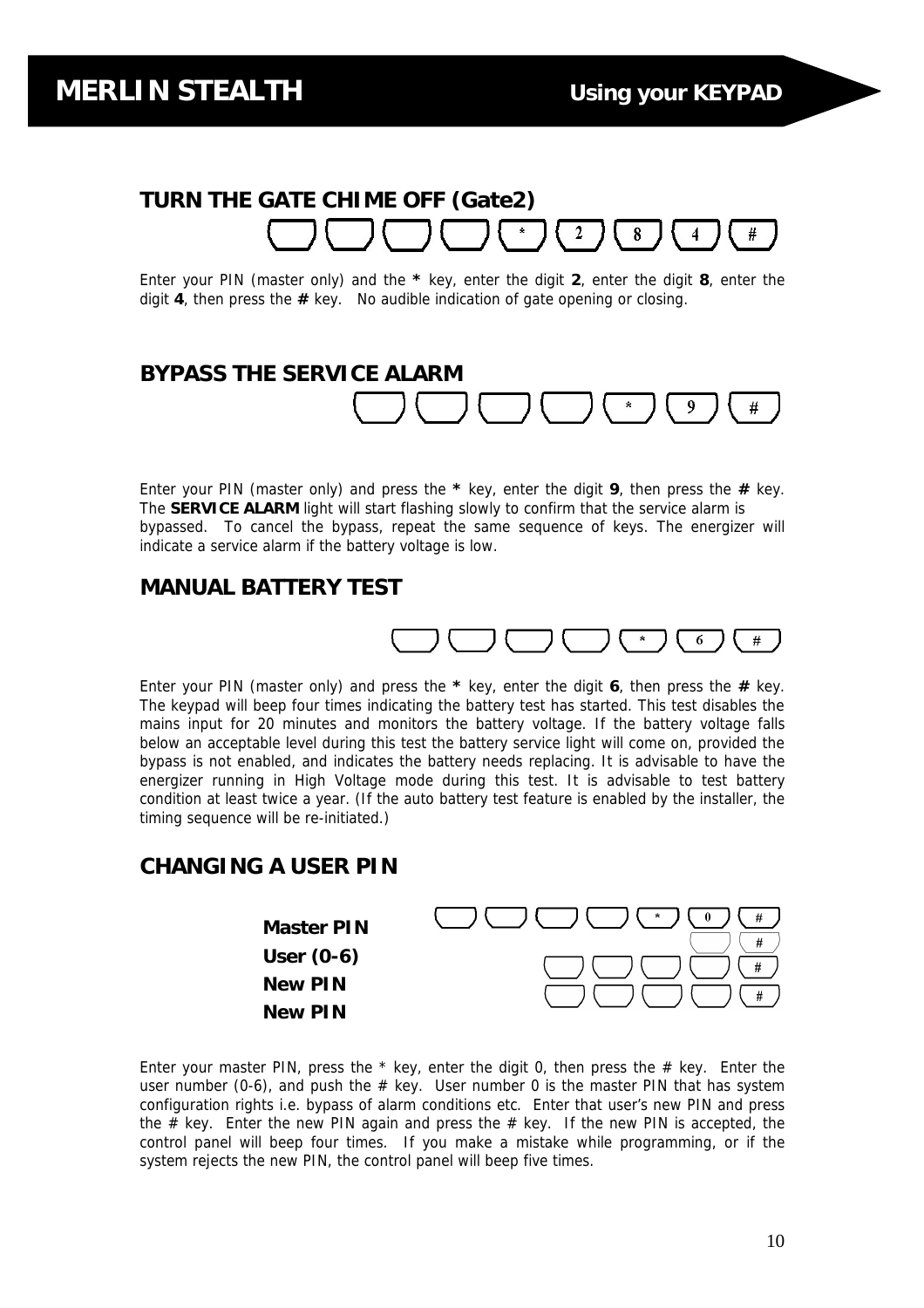# MERLIN STEALTH

## Using your KEYPAD

### TURN THE GATE CHIME OFF (Gate2)

[ ] [ ] [ ] [ ] [*] [2] [8] [4] [#]

Enter your PIN (master only) and the **\*** key, enter the digit **2**, enter the digit **8**, enter the digit **4**, then press the **#** key.   No audible indication of gate opening or closing.

### BYPASS THE SERVICE ALARM

[ ] [ ] [ ] [ ] [*] [9] [#]

Enter your PIN (master only) and press the **\*** key, enter the digit **9**, then press the **#** key. The **SERVICE ALARM** light will start flashing slowly to confirm that the service alarm is bypassed.  To cancel the bypass, repeat the same sequence of keys. The energizer will indicate a service alarm if the battery voltage is low.

### MANUAL BATTERY TEST

[ ] [ ] [ ] [ ] [*] [6] [#]

Enter your PIN (master only) and press the **\*** key, enter the digit **6**, then press the **#** key. The keypad will beep four times indicating the battery test has started. This test disables the mains input for 20 minutes and monitors the battery voltage. If the battery voltage falls below an acceptable level during this test the battery service light will come on, provided the bypass is not enabled, and indicates the battery needs replacing. It is advisable to have the energizer running in High Voltage mode during this test. It is advisable to test battery condition at least twice a year. (If the auto battery test feature is enabled by the installer, the timing sequence will be re-initiated.)

### CHANGING A USER PIN

**Master PIN** [ ] [ ] [ ] [ ] [*] [0] [#]
**User (0-6)** [ ] [#]
**New PIN** [ ] [ ] [ ] [ ] [#]
**New PIN** [ ] [ ] [ ] [ ] [#]

Enter your master PIN, press the * key, enter the digit 0, then press the # key.  Enter the user number (0-6), and push the # key.  User number 0 is the master PIN that has system configuration rights i.e. bypass of alarm conditions etc.  Enter that user's new PIN and press the # key.  Enter the new PIN again and press the # key.  If the new PIN is accepted, the control panel will beep four times.  If you make a mistake while programming, or if the system rejects the new PIN, the control panel will beep five times.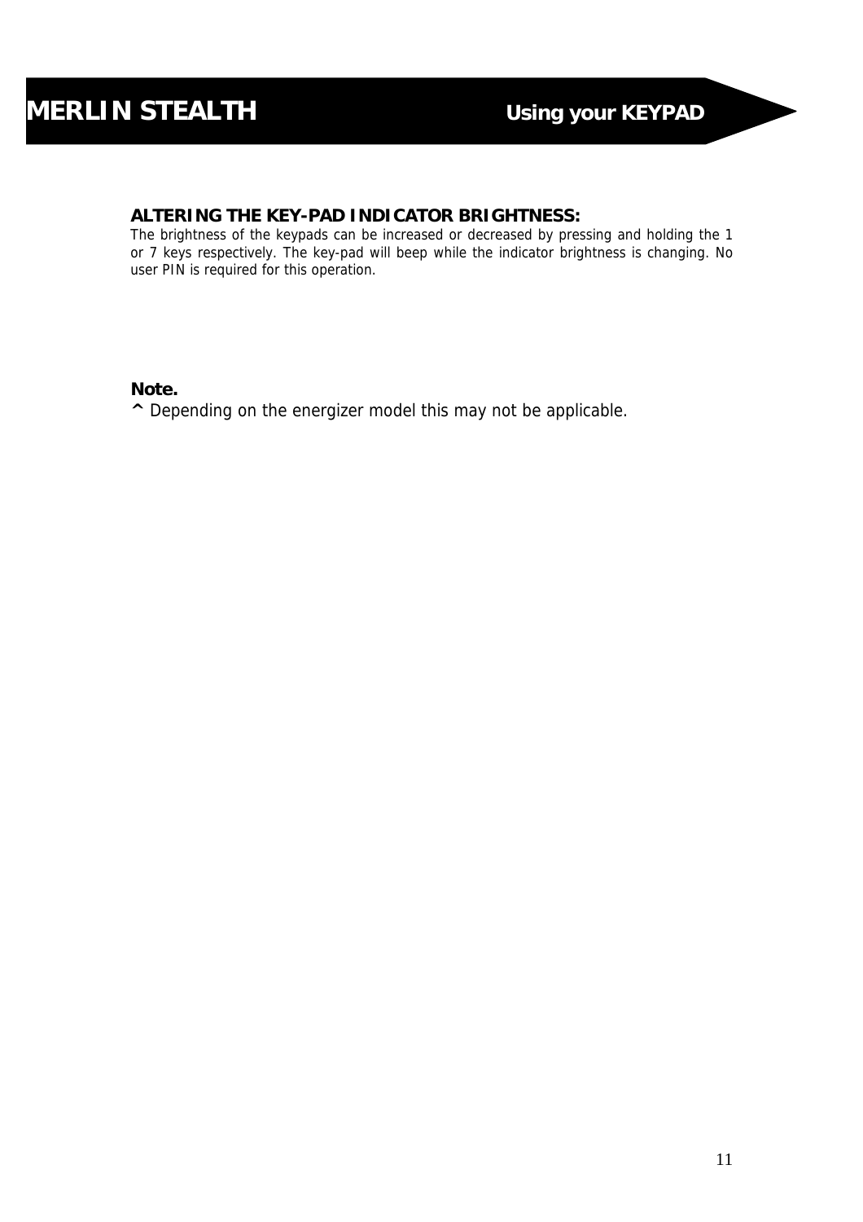### ALTERING THE KEY-PAD INDICATOR BRIGHTNESS:

The brightness of the keypads can be increased or decreased by pressing and holding the 1 or 7 keys respectively. The key-pad will beep while the indicator brightness is changing. No user PIN is required for this operation.

**Note.**

^ Depending on the energizer model this may not be applicable.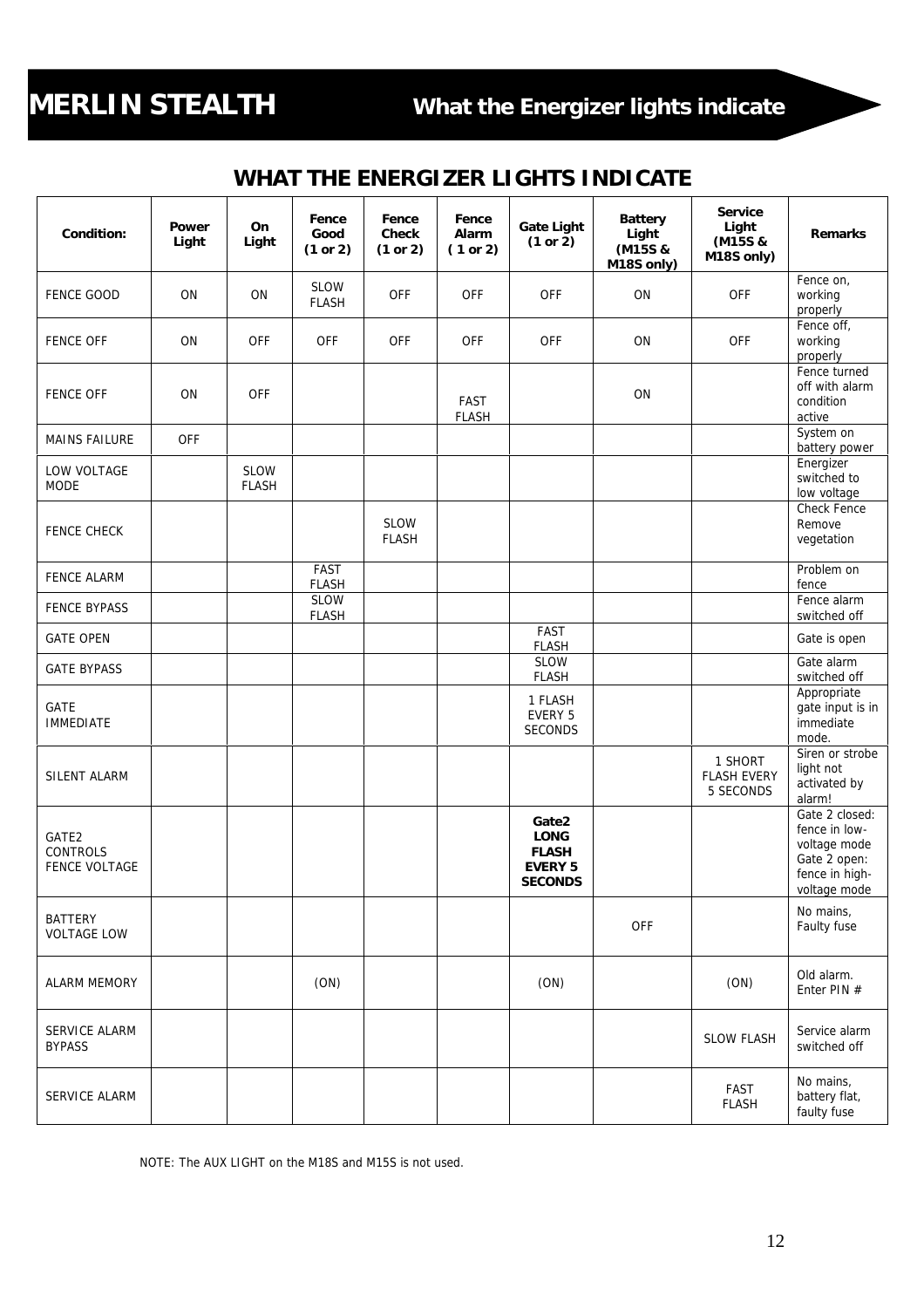# MERLIN STEALTH — What the Energizer lights indicate

## WHAT THE ENERGIZER LIGHTS INDICATE

| Condition: | Power Light | On Light | Fence Good (1 or 2) | Fence Check (1 or 2) | Fence Alarm ( 1 or 2) | Gate Light (1 or 2) | Battery Light (M15S & M18S only) | Service Light (M15S & M18S only) | Remarks |
|---|---|---|---|---|---|---|---|---|---|
| FENCE GOOD | ON | ON | SLOW FLASH | OFF | OFF | OFF | ON | OFF | Fence on, working properly |
| FENCE OFF | ON | OFF | OFF | OFF | OFF | OFF | ON | OFF | Fence off, working properly |
| FENCE OFF | ON | OFF | | | FAST FLASH | | ON | | Fence turned off with alarm condition active |
| MAINS FAILURE | OFF | | | | | | | | System on battery power |
| LOW VOLTAGE MODE | | SLOW FLASH | | | | | | | Energizer switched to low voltage |
| FENCE CHECK | | | | SLOW FLASH | | | | | Check Fence Remove vegetation |
| FENCE ALARM | | | FAST FLASH | | | | | | Problem on fence |
| FENCE BYPASS | | | SLOW FLASH | | | | | | Fence alarm switched off |
| GATE OPEN | | | | | | FAST FLASH | | | Gate is open |
| GATE BYPASS | | | | | | SLOW FLASH | | | Gate alarm switched off |
| GATE IMMEDIATE | | | | | | 1 FLASH EVERY 5 SECONDS | | | Appropriate gate input is in immediate mode. |
| SILENT ALARM | | | | | | | | 1 SHORT FLASH EVERY 5 SECONDS | Siren or strobe light not activated by alarm! |
| GATE2 CONTROLS FENCE VOLTAGE | | | | | | **Gate2 LONG FLASH EVERY 5 SECONDS** | | | Gate 2 closed: fence in low-voltage mode Gate 2 open: fence in high-voltage mode |
| BATTERY VOLTAGE LOW | | | | | | | OFF | | No mains, Faulty fuse |
| ALARM MEMORY | | | (ON) | | | (ON) | | (ON) | Old alarm. Enter PIN # |
| SERVICE ALARM BYPASS | | | | | | | | SLOW FLASH | Service alarm switched off |
| SERVICE ALARM | | | | | | | | FAST FLASH | No mains, battery flat, faulty fuse |

NOTE: The AUX LIGHT on the M18S and M15S is not used.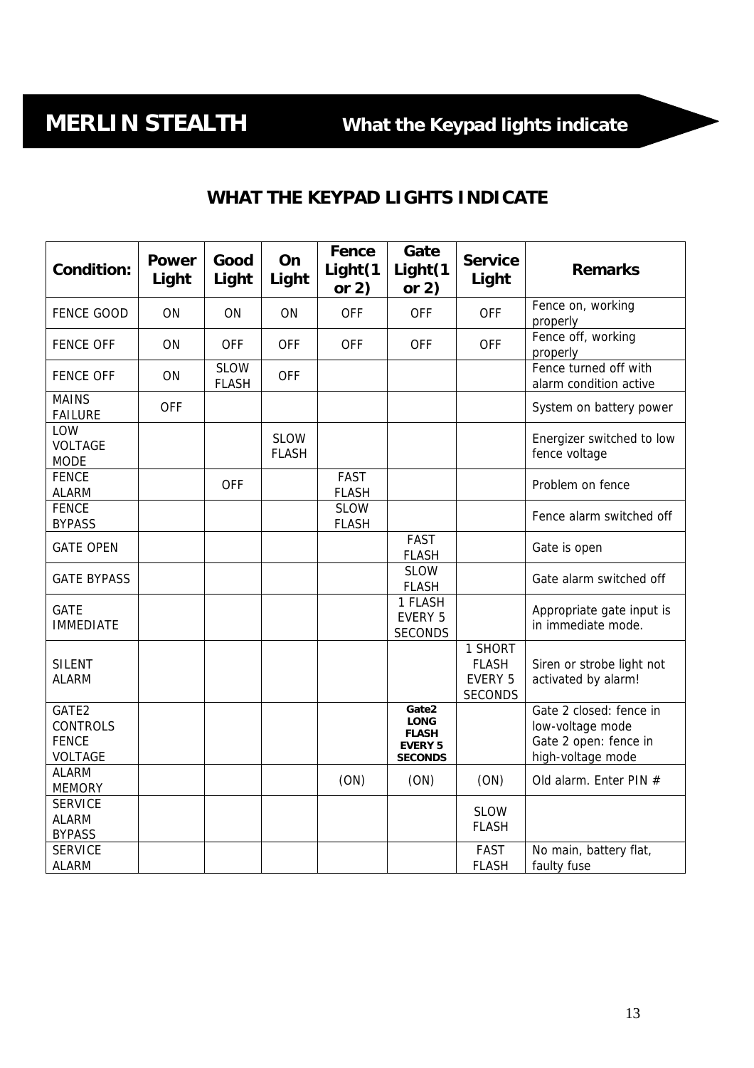# WHAT THE KEYPAD LIGHTS INDICATE

| Condition: | Power Light | Good Light | On Light | Fence Light(1 or 2) | Gate Light(1 or 2) | Service Light | Remarks |
|---|---|---|---|---|---|---|---|
| FENCE GOOD | ON | ON | ON | OFF | OFF | OFF | Fence on, working properly |
| FENCE OFF | ON | OFF | OFF | OFF | OFF | OFF | Fence off, working properly |
| FENCE OFF | ON | SLOW FLASH | OFF | | | | Fence turned off with alarm condition active |
| MAINS FAILURE | OFF | | | | | | System on battery power |
| LOW VOLTAGE MODE | | | SLOW FLASH | | | | Energizer switched to low fence voltage |
| FENCE ALARM | | OFF | | FAST FLASH | | | Problem on fence |
| FENCE BYPASS | | | | SLOW FLASH | | | Fence alarm switched off |
| GATE OPEN | | | | | FAST FLASH | | Gate is open |
| GATE BYPASS | | | | | SLOW FLASH | | Gate alarm switched off |
| GATE IMMEDIATE | | | | | 1 FLASH EVERY 5 SECONDS | | Appropriate gate input is in immediate mode. |
| SILENT ALARM | | | | | | 1 SHORT FLASH EVERY 5 SECONDS | Siren or strobe light not activated by alarm! |
| GATE2 CONTROLS FENCE VOLTAGE | | | | | **Gate2 LONG FLASH EVERY 5 SECONDS** | | Gate 2 closed: fence in low-voltage mode Gate 2 open: fence in high-voltage mode |
| ALARM MEMORY | | | | (ON) | (ON) | (ON) | Old alarm. Enter PIN # |
| SERVICE ALARM BYPASS | | | | | | SLOW FLASH | |
| SERVICE ALARM | | | | | | FAST FLASH | No main, battery flat, faulty fuse |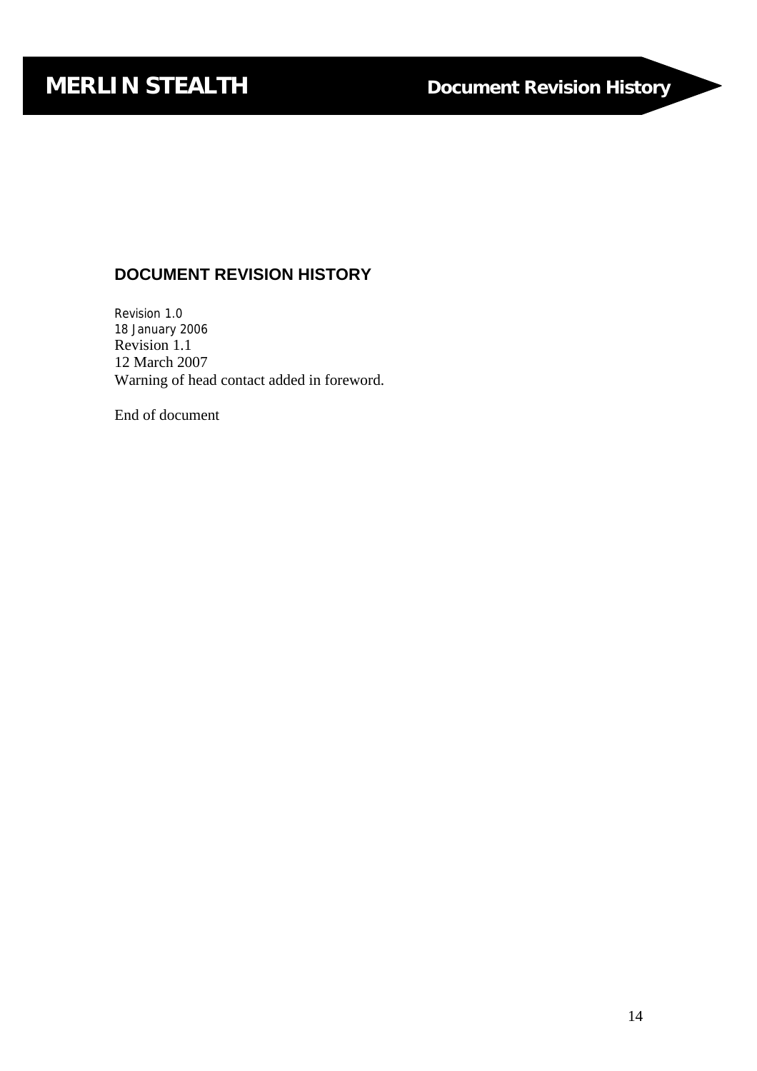## DOCUMENT REVISION HISTORY

Revision 1.0
18 January 2006
Revision 1.1
12 March 2007
Warning of head contact added in foreword.

End of document